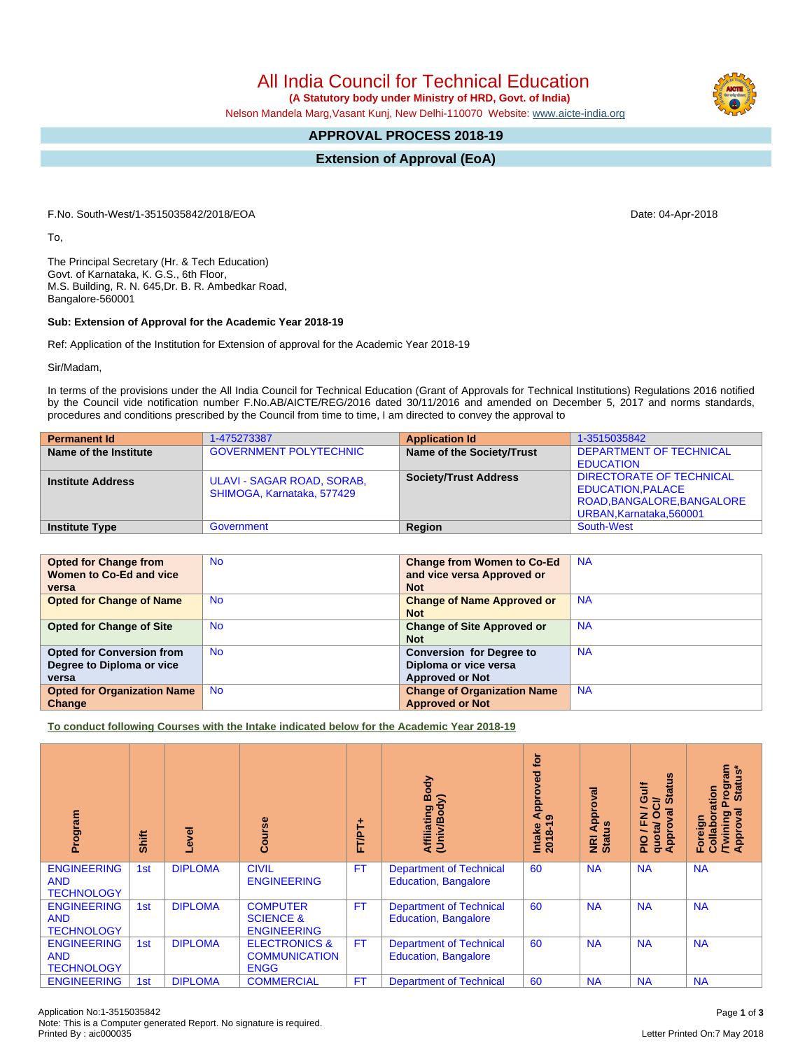# All India Council for Technical Education

**(A Statutory body under Ministry of HRD, Govt. of India)**

Nelson Mandela Marg,Vasant Kunj, New Delhi-110070 Website: www.aicte-india.org

## APPROVAL PROCESS 2018-19

## Extension of Approval (EoA)

F.No. South-West/1-3515035842/2018/EOA

Date: 04-Apr-2018

To,

The Principal Secretary (Hr. & Tech Education)
Govt. of Karnataka, K. G.S., 6th Floor,
M.S. Building, R. N. 645,Dr. B. R. Ambedkar Road,
Bangalore-560001

**Sub: Extension of Approval for the Academic Year 2018-19**

Ref: Application of the Institution for Extension of approval for the Academic Year 2018-19

Sir/Madam,

In terms of the provisions under the All India Council for Technical Education (Grant of Approvals for Technical Institutions) Regulations 2016 notified by the Council vide notification number F.No.AB/AICTE/REG/2016 dated 30/11/2016 and amended on December 5, 2017 and norms standards, procedures and conditions prescribed by the Council from time to time, I am directed to convey the approval to

| **Permanent Id** | 1-475273387 | **Application Id** | 1-3515035842 |
|---|---|---|---|
| **Name of the Institute** | GOVERNMENT POLYTECHNIC | **Name of the Society/Trust** | DEPARTMENT OF TECHNICAL EDUCATION |
| **Institute Address** | ULAVI - SAGAR ROAD, SORAB, SHIMOGA, Karnataka, 577429 | **Society/Trust Address** | DIRECTORATE OF TECHNICAL EDUCATION,PALACE ROAD,BANGALORE,BANGALORE URBAN,Karnataka,560001 |
| **Institute Type** | Government | **Region** | South-West |

| **Opted for Change from Women to Co-Ed and vice versa** | No | **Change from Women to Co-Ed and vice versa Approved or Not** | NA |
|---|---|---|---|
| **Opted for Change of Name** | No | **Change of Name Approved or Not** | NA |
| **Opted for Change of Site** | No | **Change of Site Approved or Not** | NA |
| **Opted for Conversion from Degree to Diploma or vice versa** | No | **Conversion for Degree to Diploma or vice versa Approved or Not** | NA |
| **Opted for Organization Name Change** | No | **Change of Organization Name Approved or Not** | NA |

**To conduct following Courses with the Intake indicated below for the Academic Year 2018-19**

| Program | Shift | Level | Course | FT/PT+ | Affiliating Body (Univ/Body) | Intake Approved for 2018-19 | NRI Approval Status | PIO / FN / Gulf quota/ OCI/ Approval Status | Foreign Collaboration /Twining Program Approval Status* |
|---|---|---|---|---|---|---|---|---|---|
| ENGINEERING AND TECHNOLOGY | 1st | DIPLOMA | CIVIL ENGINEERING | FT | Department of Technical Education, Bangalore | 60 | NA | NA | NA |
| ENGINEERING AND TECHNOLOGY | 1st | DIPLOMA | COMPUTER SCIENCE & ENGINEERING | FT | Department of Technical Education, Bangalore | 60 | NA | NA | NA |
| ENGINEERING AND TECHNOLOGY | 1st | DIPLOMA | ELECTRONICS & COMMUNICATION ENGG | FT | Department of Technical Education, Bangalore | 60 | NA | NA | NA |
| ENGINEERING | 1st | DIPLOMA | COMMERCIAL | FT | Department of Technical | 60 | NA | NA | NA |

Application No:1-3515035842
Note: This is a Computer generated Report. No signature is required.
Printed By : aic000035

Letter Printed On:7 May 2018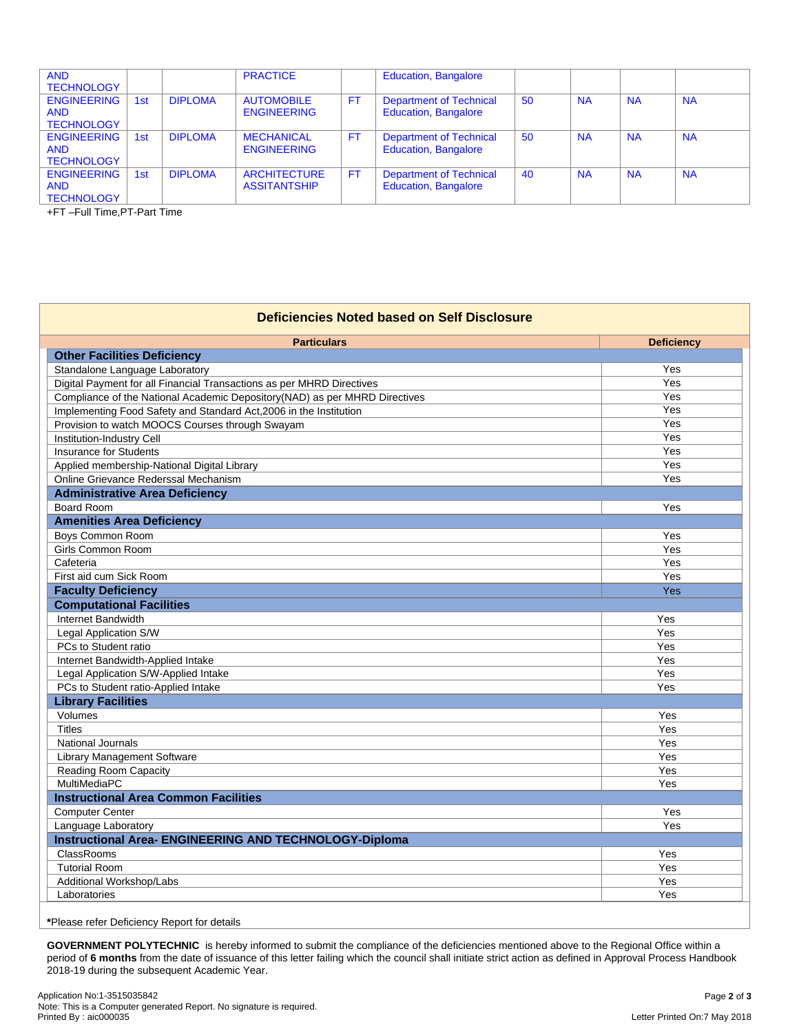| | | | | | | | | | |
|---|---|---|---|---|---|---|---|---|---|
| AND TECHNOLOGY | | | PRACTICE | | Education, Bangalore | | | | |
| ENGINEERING AND TECHNOLOGY | 1st | DIPLOMA | AUTOMOBILE ENGINEERING | FT | Department of Technical Education, Bangalore | 50 | NA | NA | NA |
| ENGINEERING AND TECHNOLOGY | 1st | DIPLOMA | MECHANICAL ENGINEERING | FT | Department of Technical Education, Bangalore | 50 | NA | NA | NA |
| ENGINEERING AND TECHNOLOGY | 1st | DIPLOMA | ARCHITECTURE ASSITANTSHIP | FT | Department of Technical Education, Bangalore | 40 | NA | NA | NA |

+FT –Full Time,PT-Part Time

## Deficiencies Noted based on Self Disclosure

| Particulars | Deficiency |
|---|---|
| **Other Facilities Deficiency** | |
| Standalone Language Laboratory | Yes |
| Digital Payment for all Financial Transactions as per MHRD Directives | Yes |
| Compliance of the National Academic Depository(NAD) as per MHRD Directives | Yes |
| Implementing Food Safety and Standard Act,2006 in the Institution | Yes |
| Provision to watch MOOCS Courses through Swayam | Yes |
| Institution-Industry Cell | Yes |
| Insurance for Students | Yes |
| Applied membership-National Digital Library | Yes |
| Online Grievance Rederssal Mechanism | Yes |
| **Administrative Area Deficiency** | |
| Board Room | Yes |
| **Amenities Area Deficiency** | |
| Boys Common Room | Yes |
| Girls Common Room | Yes |
| Cafeteria | Yes |
| First aid cum Sick Room | Yes |
| **Faculty Deficiency** | Yes |
| **Computational Facilities** | |
| Internet Bandwidth | Yes |
| Legal Application S/W | Yes |
| PCs to Student ratio | Yes |
| Internet Bandwidth-Applied Intake | Yes |
| Legal Application S/W-Applied Intake | Yes |
| PCs to Student ratio-Applied Intake | Yes |
| **Library Facilities** | |
| Volumes | Yes |
| Titles | Yes |
| National Journals | Yes |
| Library Management Software | Yes |
| Reading Room Capacity | Yes |
| MultiMediaPC | Yes |
| **Instructional Area Common Facilities** | |
| Computer Center | Yes |
| Language Laboratory | Yes |
| **Instructional Area- ENGINEERING AND TECHNOLOGY-Diploma** | |
| ClassRooms | Yes |
| Tutorial Room | Yes |
| Additional Workshop/Labs | Yes |
| Laboratories | Yes |

***Please refer Deficiency Report for details**

**GOVERNMENT POLYTECHNIC** is hereby informed to submit the compliance of the deficiencies mentioned above to the Regional Office within a period of **6 months** from the date of issuance of this letter failing which the council shall initiate strict action as defined in Approval Process Handbook 2018-19 during the subsequent Academic Year.

Application No:1-3515035842
Note: This is a Computer generated Report. No signature is required.
Printed By : aic000035

Letter Printed On:7 May 2018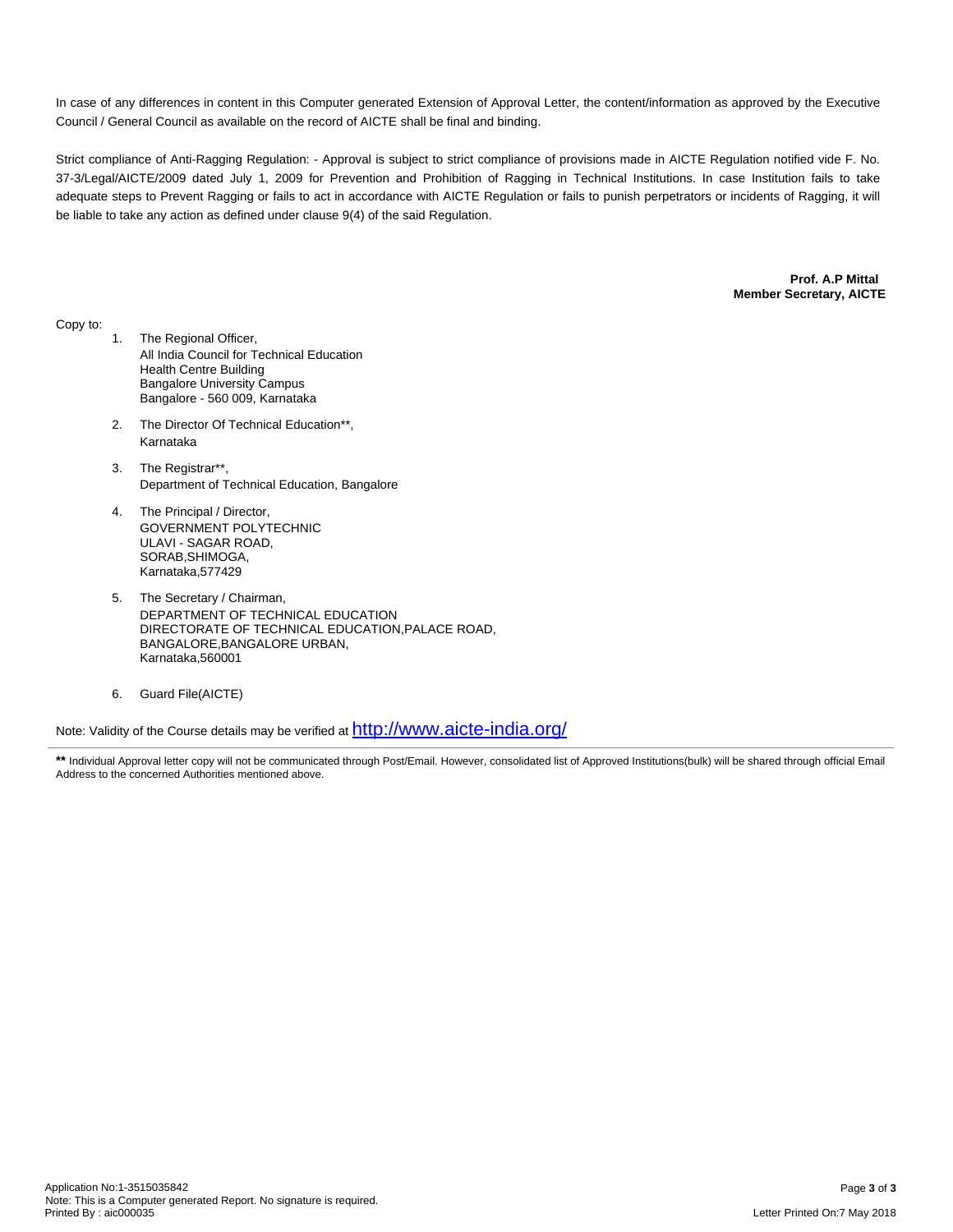In case of any differences in content in this Computer generated Extension of Approval Letter, the content/information as approved by the Executive Council / General Council as available on the record of AICTE shall be final and binding.

Strict compliance of Anti-Ragging Regulation: - Approval is subject to strict compliance of provisions made in AICTE Regulation notified vide F. No. 37-3/Legal/AICTE/2009 dated July 1, 2009 for Prevention and Prohibition of Ragging in Technical Institutions. In case Institution fails to take adequate steps to Prevent Ragging or fails to act in accordance with AICTE Regulation or fails to punish perpetrators or incidents of Ragging, it will be liable to take any action as defined under clause 9(4) of the said Regulation.

**Prof. A.P Mittal**
**Member Secretary, AICTE**

Copy to:

1. The Regional Officer,
   All India Council for Technical Education
   Health Centre Building
   Bangalore University Campus
   Bangalore - 560 009, Karnataka

2. The Director Of Technical Education**,
   Karnataka

3. The Registrar**,
   Department of Technical Education, Bangalore

4. The Principal / Director,
   GOVERNMENT POLYTECHNIC
   ULAVI - SAGAR ROAD,
   SORAB,SHIMOGA,
   Karnataka,577429

5. The Secretary / Chairman,
   DEPARTMENT OF TECHNICAL EDUCATION
   DIRECTORATE OF TECHNICAL EDUCATION,PALACE ROAD,
   BANGALORE,BANGALORE URBAN,
   Karnataka,560001

6. Guard File(AICTE)

Note: Validity of the Course details may be verified at http://www.aicte-india.org/

---

** Individual Approval letter copy will not be communicated through Post/Email. However, consolidated list of Approved Institutions(bulk) will be shared through official Email Address to the concerned Authorities mentioned above.

Application No:1-3515035842
Note: This is a Computer generated Report. No signature is required.
Printed By : aic000035

Letter Printed On:7 May 2018